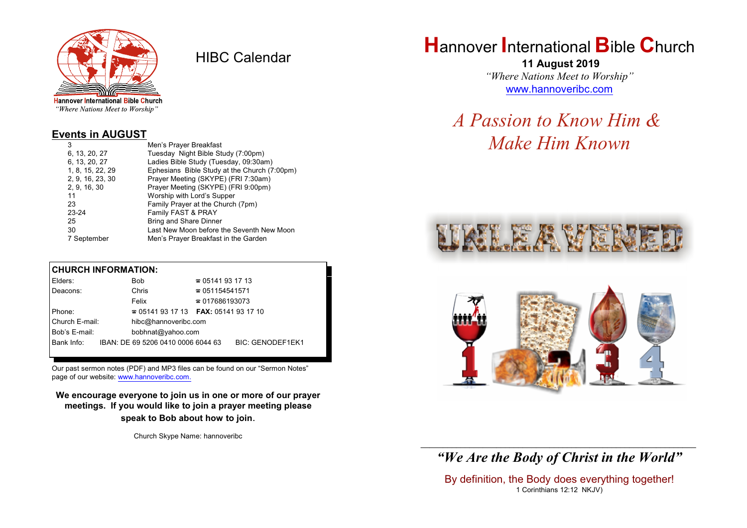Hannover International Bible Church
*"Where Nations Meet to Worship"*

# HIBC Calendar

## Events in AUGUST

| | |
|---|---|
| 3 | Men's Prayer Breakfast |
| 6, 13, 20, 27 | Tuesday Night Bible Study (7:00pm) |
| 6, 13, 20, 27 | Ladies Bible Study (Tuesday, 09:30am) |
| 1, 8, 15, 22, 29 | Ephesians Bible Study at the Church (7:00pm) |
| 2, 9, 16, 23, 30 | Prayer Meeting (SKYPE) (FRI 7:30am) |
| 2, 9, 16, 30 | Prayer Meeting (SKYPE) (FRI 9:00pm) |
| 11 | Worship with Lord's Supper |
| 23 | Family Prayer at the Church (7pm) |
| 23-24 | Family FAST & PRAY |
| 25 | Bring and Share Dinner |
| 30 | Last New Moon before the Seventh New Moon |
| 7 September | Men's Prayer Breakfast in the Garden |

**CHURCH INFORMATION:**

| | | |
|---|---|---|
| Elders: | Bob | ☎ 05141 93 17 13 |
| Deacons: | Chris | ☎ 051154541571 |
| | Felix | ☎ 017686193073 |
| Phone: | ☎ 05141 93 17 13 | **FAX:** 05141 93 17 10 |
| Church E-mail: | hibc@hannoveribc.com | |
| Bob's E-mail: | bobhnat@yahoo.com | |
| Bank Info: | IBAN: DE 69 5206 0410 0006 6044 63 | BIC: GENODEF1EK1 |

Our past sermon notes (PDF) and MP3 files can be found on our "Sermon Notes" page of our website: www.hannoveribc.com.

**We encourage everyone to join us in one or more of our prayer meetings. If you would like to join a prayer meeting please speak to Bob about how to join.**

Church Skype Name: hannoveribc

# Hannover International Bible Church

**11 August 2019**

*"Where Nations Meet to Worship"*

www.hannoveribc.com

## *A Passion to Know Him & Make Him Known*

UNLEAVENED

1 2 3 4

---

***"We Are the Body of Christ in the World"***

By definition, the Body does everything together!

1 Corinthians 12:12 NKJV)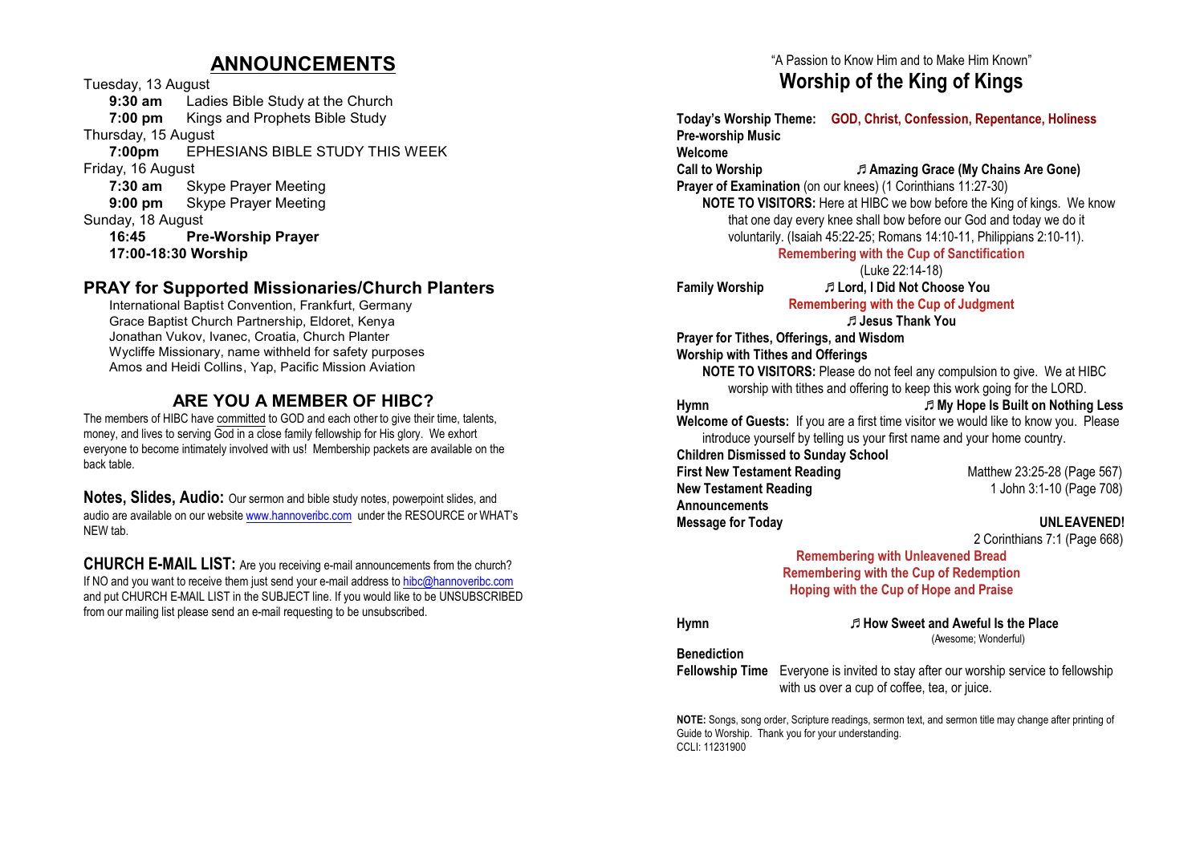# ANNOUNCEMENTS

Tuesday, 13 August
- **9:30 am** Ladies Bible Study at the Church
- **7:00 pm** Kings and Prophets Bible Study

Thursday, 15 August
- **7:00pm** EPHESIANS BIBLE STUDY THIS WEEK

Friday, 16 August
- **7:30 am** Skype Prayer Meeting
- **9:00 pm** Skype Prayer Meeting

Sunday, 18 August
- **16:45** **Pre-Worship Prayer**
- **17:00-18:30 Worship**

## PRAY for Supported Missionaries/Church Planters

International Baptist Convention, Frankfurt, Germany
Grace Baptist Church Partnership, Eldoret, Kenya
Jonathan Vukov, Ivanec, Croatia, Church Planter
Wycliffe Missionary, name withheld for safety purposes
Amos and Heidi Collins, Yap, Pacific Mission Aviation

## ARE YOU A MEMBER OF HIBC?

The members of HIBC have committed to GOD and each other to give their time, talents, money, and lives to serving God in a close family fellowship for His glory. We exhort everyone to become intimately involved with us! Membership packets are available on the back table.

**Notes, Slides, Audio:** Our sermon and bible study notes, powerpoint slides, and audio are available on our website www.hannoveribc.com under the RESOURCE or WHAT's NEW tab.

**CHURCH E-MAIL LIST:** Are you receiving e-mail announcements from the church? If NO and you want to receive them just send your e-mail address to hibc@hannoveribc.com and put CHURCH E-MAIL LIST in the SUBJECT line. If you would like to be UNSUBSCRIBED from our mailing list please send an e-mail requesting to be unsubscribed.

"A Passion to Know Him and to Make Him Known"

# Worship of the King of Kings

**Today's Worship Theme:** **GOD, Christ, Confession, Repentance, Holiness**

**Pre-worship Music**

**Welcome**

**Call to Worship** ♬ **Amazing Grace (My Chains Are Gone)**

**Prayer of Examination** (on our knees) (1 Corinthians 11:27-30)

**NOTE TO VISITORS:** Here at HIBC we bow before the King of kings. We know that one day every knee shall bow before our God and today we do it voluntarily. (Isaiah 45:22-25; Romans 14:10-11, Philippians 2:10-11).

**Remembering with the Cup of Sanctification**
(Luke 22:14-18)

**Family Worship** ♬ **Lord, I Did Not Choose You**

**Remembering with the Cup of Judgment**

♬ **Jesus Thank You**

**Prayer for Tithes, Offerings, and Wisdom**

**Worship with Tithes and Offerings**

**NOTE TO VISITORS:** Please do not feel any compulsion to give. We at HIBC worship with tithes and offering to keep this work going for the LORD.

**Hymn** ♬ **My Hope Is Built on Nothing Less**

**Welcome of Guests:** If you are a first time visitor we would like to know you. Please introduce yourself by telling us your first name and your home country.

**Children Dismissed to Sunday School**

**First New Testament Reading** Matthew 23:25-28 (Page 567)

**New Testament Reading** 1 John 3:1-10 (Page 708)

**Announcements**

**Message for Today** **UNLEAVENED!**
2 Corinthians 7:1 (Page 668)

**Remembering with Unleavened Bread**
**Remembering with the Cup of Redemption**
**Hoping with the Cup of Hope and Praise**

**Hymn** ♬ **How Sweet and Aweful Is the Place**
(Awesome; Wonderful)

**Benediction**

**Fellowship Time** Everyone is invited to stay after our worship service to fellowship with us over a cup of coffee, tea, or juice.

**NOTE:** Songs, song order, Scripture readings, sermon text, and sermon title may change after printing of Guide to Worship. Thank you for your understanding.
CCLI: 11231900